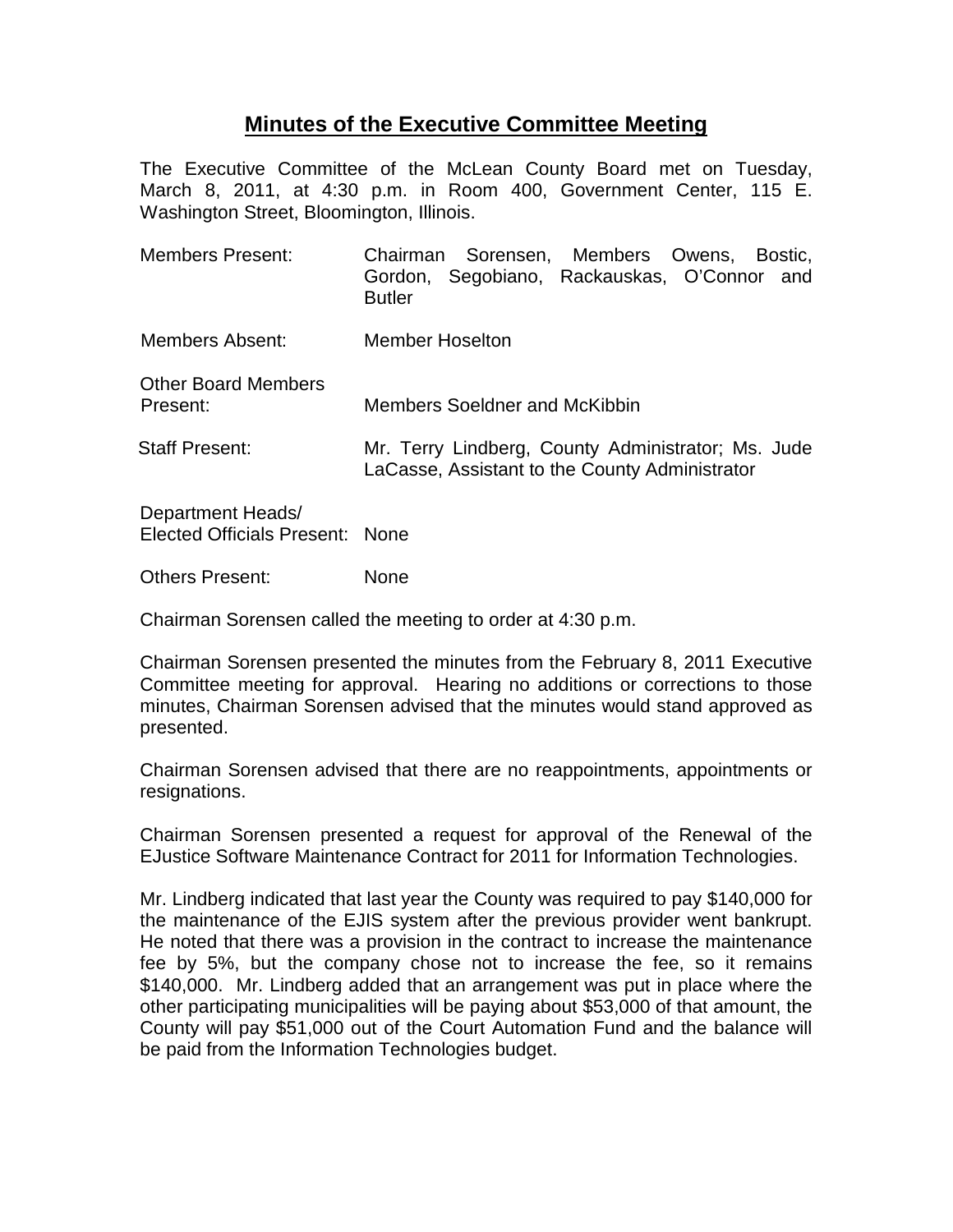# Minutes of the Executive Committee Meeting

The Executive Committee of the McLean County Board met on Tuesday, March 8, 2011, at 4:30 p.m. in Room 400, Government Center, 115 E. Washington Street, Bloomington, Illinois.

| | |
|---|---|
| Members Present: | Chairman Sorensen, Members Owens, Bostic, Gordon, Segobiano, Rackauskas, O'Connor and Butler |
| Members Absent: | Member Hoselton |
| Other Board Members Present: | Members Soeldner and McKibbin |
| Staff Present: | Mr. Terry Lindberg, County Administrator; Ms. Jude LaCasse, Assistant to the County Administrator |
| Department Heads/ Elected Officials Present: | None |
| Others Present: | None |

Chairman Sorensen called the meeting to order at 4:30 p.m.

Chairman Sorensen presented the minutes from the February 8, 2011 Executive Committee meeting for approval. Hearing no additions or corrections to those minutes, Chairman Sorensen advised that the minutes would stand approved as presented.

Chairman Sorensen advised that there are no reappointments, appointments or resignations.

Chairman Sorensen presented a request for approval of the Renewal of the EJustice Software Maintenance Contract for 2011 for Information Technologies.

Mr. Lindberg indicated that last year the County was required to pay $140,000 for the maintenance of the EJIS system after the previous provider went bankrupt. He noted that there was a provision in the contract to increase the maintenance fee by 5%, but the company chose not to increase the fee, so it remains $140,000. Mr. Lindberg added that an arrangement was put in place where the other participating municipalities will be paying about $53,000 of that amount, the County will pay $51,000 out of the Court Automation Fund and the balance will be paid from the Information Technologies budget.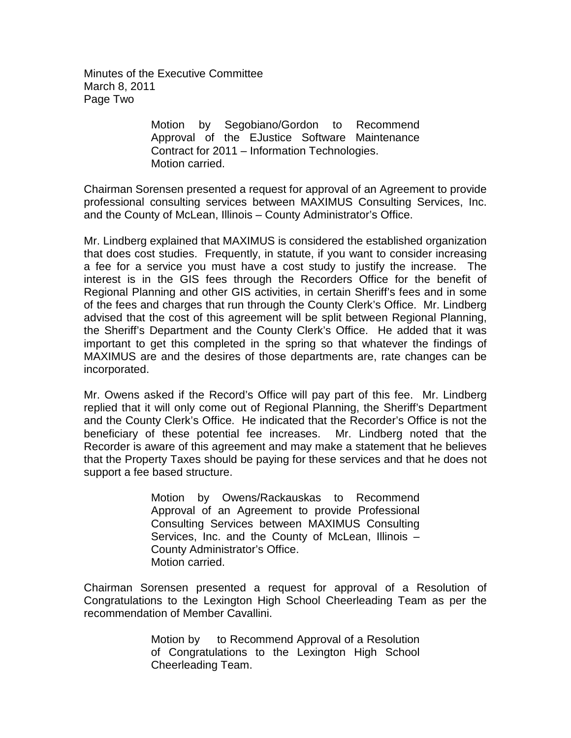Motion by Segobiano/Gordon to Recommend Approval of the EJustice Software Maintenance Contract for 2011 – Information Technologies.
Motion carried.

Chairman Sorensen presented a request for approval of an Agreement to provide professional consulting services between MAXIMUS Consulting Services, Inc. and the County of McLean, Illinois – County Administrator's Office.

Mr. Lindberg explained that MAXIMUS is considered the established organization that does cost studies. Frequently, in statute, if you want to consider increasing a fee for a service you must have a cost study to justify the increase. The interest is in the GIS fees through the Recorders Office for the benefit of Regional Planning and other GIS activities, in certain Sheriff's fees and in some of the fees and charges that run through the County Clerk's Office. Mr. Lindberg advised that the cost of this agreement will be split between Regional Planning, the Sheriff's Department and the County Clerk's Office. He added that it was important to get this completed in the spring so that whatever the findings of MAXIMUS are and the desires of those departments are, rate changes can be incorporated.

Mr. Owens asked if the Record's Office will pay part of this fee. Mr. Lindberg replied that it will only come out of Regional Planning, the Sheriff's Department and the County Clerk's Office. He indicated that the Recorder's Office is not the beneficiary of these potential fee increases. Mr. Lindberg noted that the Recorder is aware of this agreement and may make a statement that he believes that the Property Taxes should be paying for these services and that he does not support a fee based structure.

Motion by Owens/Rackauskas to Recommend Approval of an Agreement to provide Professional Consulting Services between MAXIMUS Consulting Services, Inc. and the County of McLean, Illinois – County Administrator's Office.
Motion carried.

Chairman Sorensen presented a request for approval of a Resolution of Congratulations to the Lexington High School Cheerleading Team as per the recommendation of Member Cavallini.

Motion by to Recommend Approval of a Resolution of Congratulations to the Lexington High School Cheerleading Team.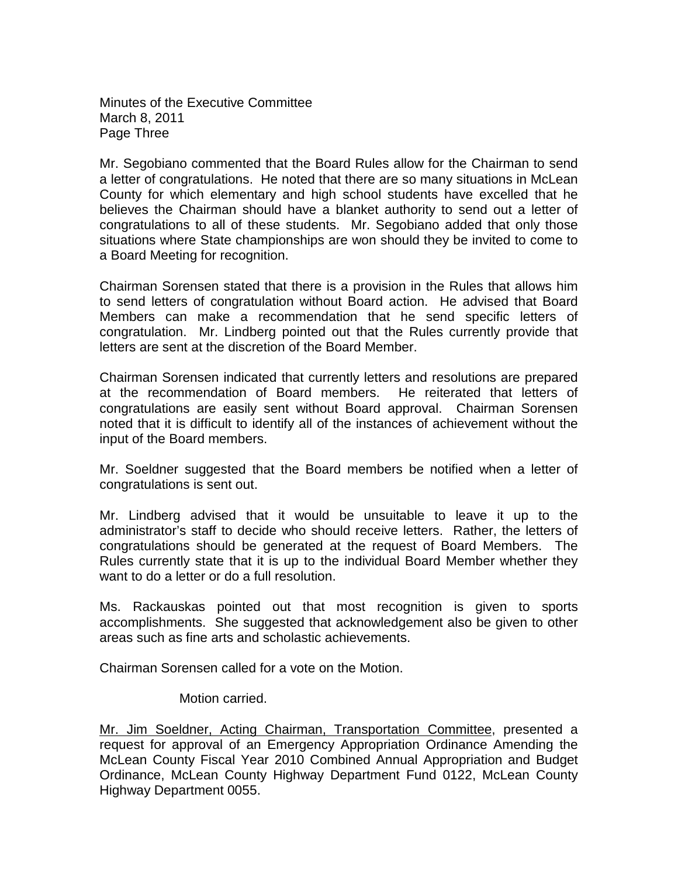Mr. Segobiano commented that the Board Rules allow for the Chairman to send a letter of congratulations. He noted that there are so many situations in McLean County for which elementary and high school students have excelled that he believes the Chairman should have a blanket authority to send out a letter of congratulations to all of these students. Mr. Segobiano added that only those situations where State championships are won should they be invited to come to a Board Meeting for recognition.

Chairman Sorensen stated that there is a provision in the Rules that allows him to send letters of congratulation without Board action. He advised that Board Members can make a recommendation that he send specific letters of congratulation. Mr. Lindberg pointed out that the Rules currently provide that letters are sent at the discretion of the Board Member.

Chairman Sorensen indicated that currently letters and resolutions are prepared at the recommendation of Board members. He reiterated that letters of congratulations are easily sent without Board approval. Chairman Sorensen noted that it is difficult to identify all of the instances of achievement without the input of the Board members.

Mr. Soeldner suggested that the Board members be notified when a letter of congratulations is sent out.

Mr. Lindberg advised that it would be unsuitable to leave it up to the administrator's staff to decide who should receive letters. Rather, the letters of congratulations should be generated at the request of Board Members. The Rules currently state that it is up to the individual Board Member whether they want to do a letter or do a full resolution.

Ms. Rackauskas pointed out that most recognition is given to sports accomplishments. She suggested that acknowledgement also be given to other areas such as fine arts and scholastic achievements.

Chairman Sorensen called for a vote on the Motion.

Motion carried.

Mr. Jim Soeldner, Acting Chairman, Transportation Committee, presented a request for approval of an Emergency Appropriation Ordinance Amending the McLean County Fiscal Year 2010 Combined Annual Appropriation and Budget Ordinance, McLean County Highway Department Fund 0122, McLean County Highway Department 0055.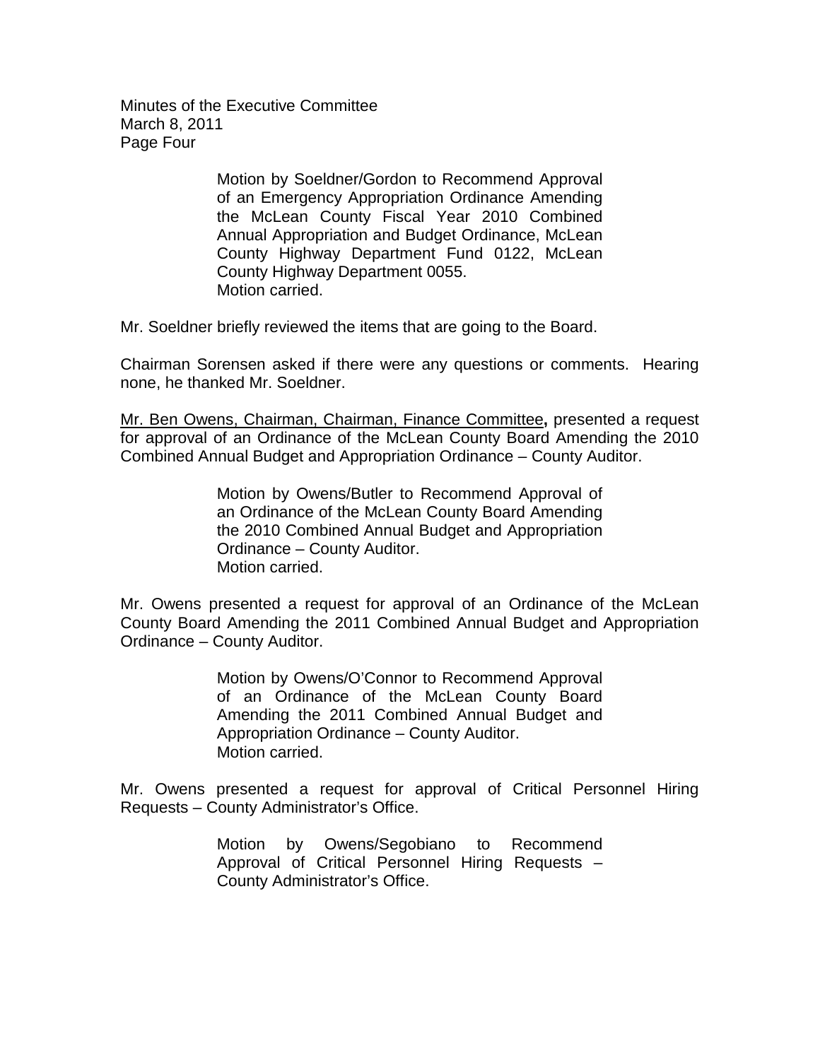Motion by Soeldner/Gordon to Recommend Approval of an Emergency Appropriation Ordinance Amending the McLean County Fiscal Year 2010 Combined Annual Appropriation and Budget Ordinance, McLean County Highway Department Fund 0122, McLean County Highway Department 0055.
Motion carried.

Mr. Soeldner briefly reviewed the items that are going to the Board.

Chairman Sorensen asked if there were any questions or comments. Hearing none, he thanked Mr. Soeldner.

Mr. Ben Owens, Chairman, Chairman, Finance Committee**,** presented a request for approval of an Ordinance of the McLean County Board Amending the 2010 Combined Annual Budget and Appropriation Ordinance – County Auditor.

Motion by Owens/Butler to Recommend Approval of an Ordinance of the McLean County Board Amending the 2010 Combined Annual Budget and Appropriation Ordinance – County Auditor.
Motion carried.

Mr. Owens presented a request for approval of an Ordinance of the McLean County Board Amending the 2011 Combined Annual Budget and Appropriation Ordinance – County Auditor.

Motion by Owens/O'Connor to Recommend Approval of an Ordinance of the McLean County Board Amending the 2011 Combined Annual Budget and Appropriation Ordinance – County Auditor.
Motion carried.

Mr. Owens presented a request for approval of Critical Personnel Hiring Requests – County Administrator's Office.

Motion by Owens/Segobiano to Recommend Approval of Critical Personnel Hiring Requests – County Administrator's Office.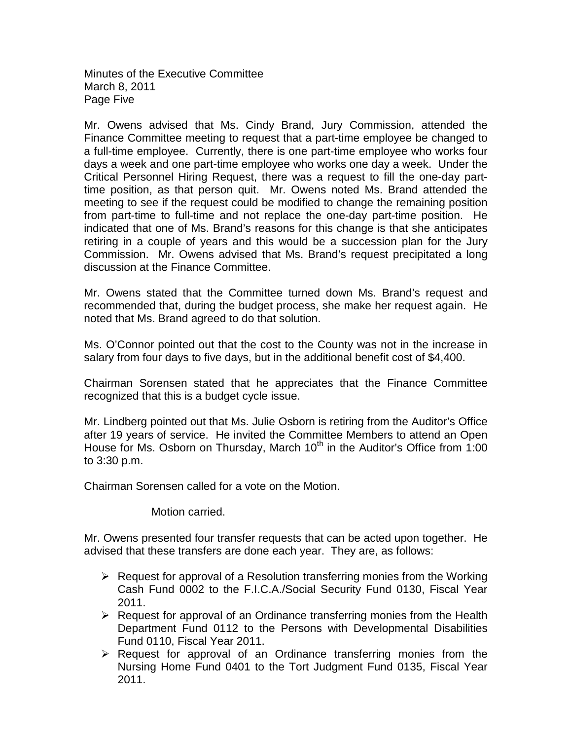Mr. Owens advised that Ms. Cindy Brand, Jury Commission, attended the Finance Committee meeting to request that a part-time employee be changed to a full-time employee. Currently, there is one part-time employee who works four days a week and one part-time employee who works one day a week. Under the Critical Personnel Hiring Request, there was a request to fill the one-day part-time position, as that person quit. Mr. Owens noted Ms. Brand attended the meeting to see if the request could be modified to change the remaining position from part-time to full-time and not replace the one-day part-time position. He indicated that one of Ms. Brand's reasons for this change is that she anticipates retiring in a couple of years and this would be a succession plan for the Jury Commission. Mr. Owens advised that Ms. Brand's request precipitated a long discussion at the Finance Committee.

Mr. Owens stated that the Committee turned down Ms. Brand's request and recommended that, during the budget process, she make her request again. He noted that Ms. Brand agreed to do that solution.

Ms. O'Connor pointed out that the cost to the County was not in the increase in salary from four days to five days, but in the additional benefit cost of $4,400.

Chairman Sorensen stated that he appreciates that the Finance Committee recognized that this is a budget cycle issue.

Mr. Lindberg pointed out that Ms. Julie Osborn is retiring from the Auditor's Office after 19 years of service. He invited the Committee Members to attend an Open House for Ms. Osborn on Thursday, March 10th in the Auditor's Office from 1:00 to 3:30 p.m.

Chairman Sorensen called for a vote on the Motion.

Motion carried.

Mr. Owens presented four transfer requests that can be acted upon together. He advised that these transfers are done each year. They are, as follows:

- Request for approval of a Resolution transferring monies from the Working Cash Fund 0002 to the F.I.C.A./Social Security Fund 0130, Fiscal Year 2011.
- Request for approval of an Ordinance transferring monies from the Health Department Fund 0112 to the Persons with Developmental Disabilities Fund 0110, Fiscal Year 2011.
- Request for approval of an Ordinance transferring monies from the Nursing Home Fund 0401 to the Tort Judgment Fund 0135, Fiscal Year 2011.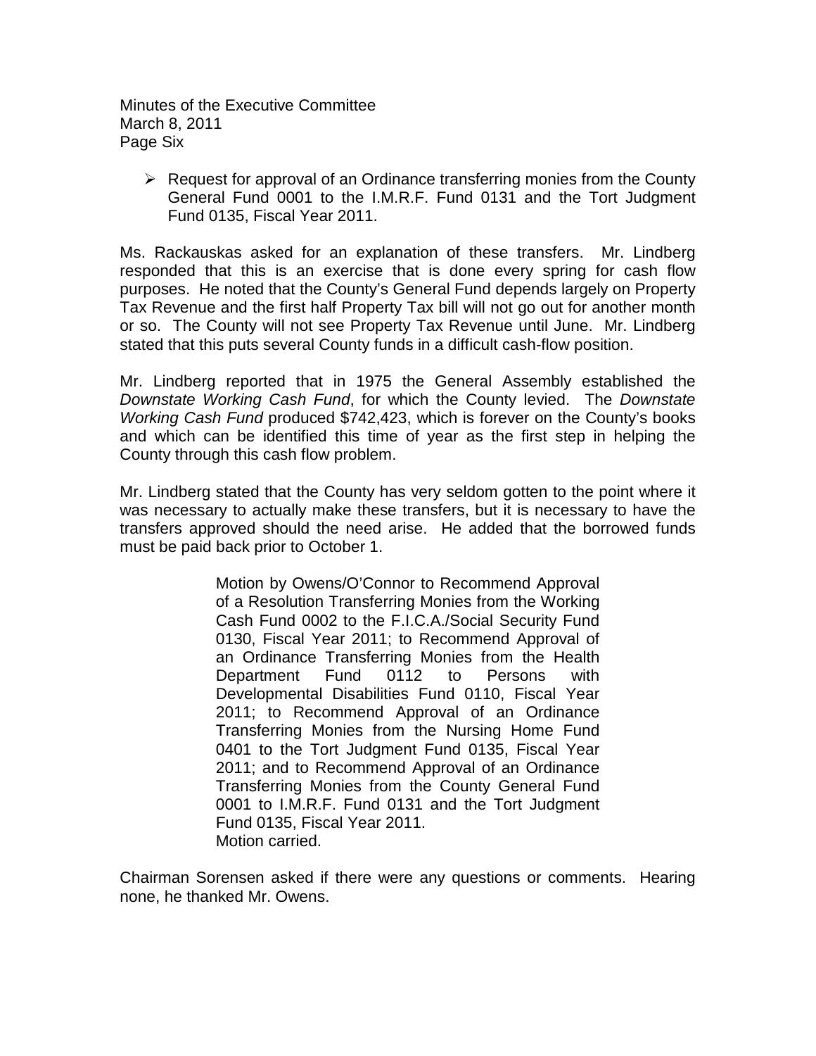- Request for approval of an Ordinance transferring monies from the County General Fund 0001 to the I.M.R.F. Fund 0131 and the Tort Judgment Fund 0135, Fiscal Year 2011.

Ms. Rackauskas asked for an explanation of these transfers. Mr. Lindberg responded that this is an exercise that is done every spring for cash flow purposes. He noted that the County's General Fund depends largely on Property Tax Revenue and the first half Property Tax bill will not go out for another month or so. The County will not see Property Tax Revenue until June. Mr. Lindberg stated that this puts several County funds in a difficult cash-flow position.

Mr. Lindberg reported that in 1975 the General Assembly established the *Downstate Working Cash Fund*, for which the County levied. The *Downstate Working Cash Fund* produced $742,423, which is forever on the County's books and which can be identified this time of year as the first step in helping the County through this cash flow problem.

Mr. Lindberg stated that the County has very seldom gotten to the point where it was necessary to actually make these transfers, but it is necessary to have the transfers approved should the need arise. He added that the borrowed funds must be paid back prior to October 1.

> Motion by Owens/O'Connor to Recommend Approval of a Resolution Transferring Monies from the Working Cash Fund 0002 to the F.I.C.A./Social Security Fund 0130, Fiscal Year 2011; to Recommend Approval of an Ordinance Transferring Monies from the Health Department Fund 0112 to Persons with Developmental Disabilities Fund 0110, Fiscal Year 2011; to Recommend Approval of an Ordinance Transferring Monies from the Nursing Home Fund 0401 to the Tort Judgment Fund 0135, Fiscal Year 2011; and to Recommend Approval of an Ordinance Transferring Monies from the County General Fund 0001 to I.M.R.F. Fund 0131 and the Tort Judgment Fund 0135, Fiscal Year 2011.
> Motion carried.

Chairman Sorensen asked if there were any questions or comments. Hearing none, he thanked Mr. Owens.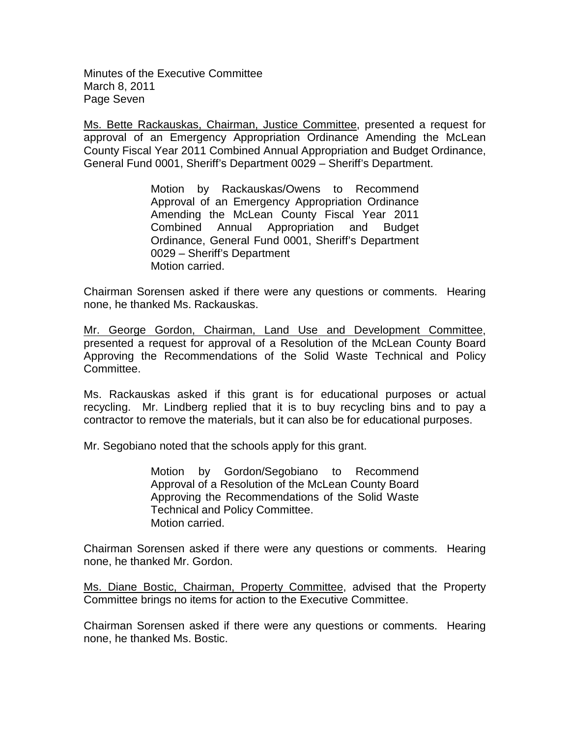Minutes of the Executive Committee
March 8, 2011
Page Seven

Ms. Bette Rackauskas, Chairman, Justice Committee, presented a request for approval of an Emergency Appropriation Ordinance Amending the McLean County Fiscal Year 2011 Combined Annual Appropriation and Budget Ordinance, General Fund 0001, Sheriff's Department 0029 – Sheriff's Department.

> Motion by Rackauskas/Owens to Recommend Approval of an Emergency Appropriation Ordinance Amending the McLean County Fiscal Year 2011 Combined Annual Appropriation and Budget Ordinance, General Fund 0001, Sheriff's Department 0029 – Sheriff's Department
> Motion carried.

Chairman Sorensen asked if there were any questions or comments. Hearing none, he thanked Ms. Rackauskas.

Mr. George Gordon, Chairman, Land Use and Development Committee, presented a request for approval of a Resolution of the McLean County Board Approving the Recommendations of the Solid Waste Technical and Policy Committee.

Ms. Rackauskas asked if this grant is for educational purposes or actual recycling. Mr. Lindberg replied that it is to buy recycling bins and to pay a contractor to remove the materials, but it can also be for educational purposes.

Mr. Segobiano noted that the schools apply for this grant.

> Motion by Gordon/Segobiano to Recommend Approval of a Resolution of the McLean County Board Approving the Recommendations of the Solid Waste Technical and Policy Committee.
> Motion carried.

Chairman Sorensen asked if there were any questions or comments. Hearing none, he thanked Mr. Gordon.

Ms. Diane Bostic, Chairman, Property Committee, advised that the Property Committee brings no items for action to the Executive Committee.

Chairman Sorensen asked if there were any questions or comments. Hearing none, he thanked Ms. Bostic.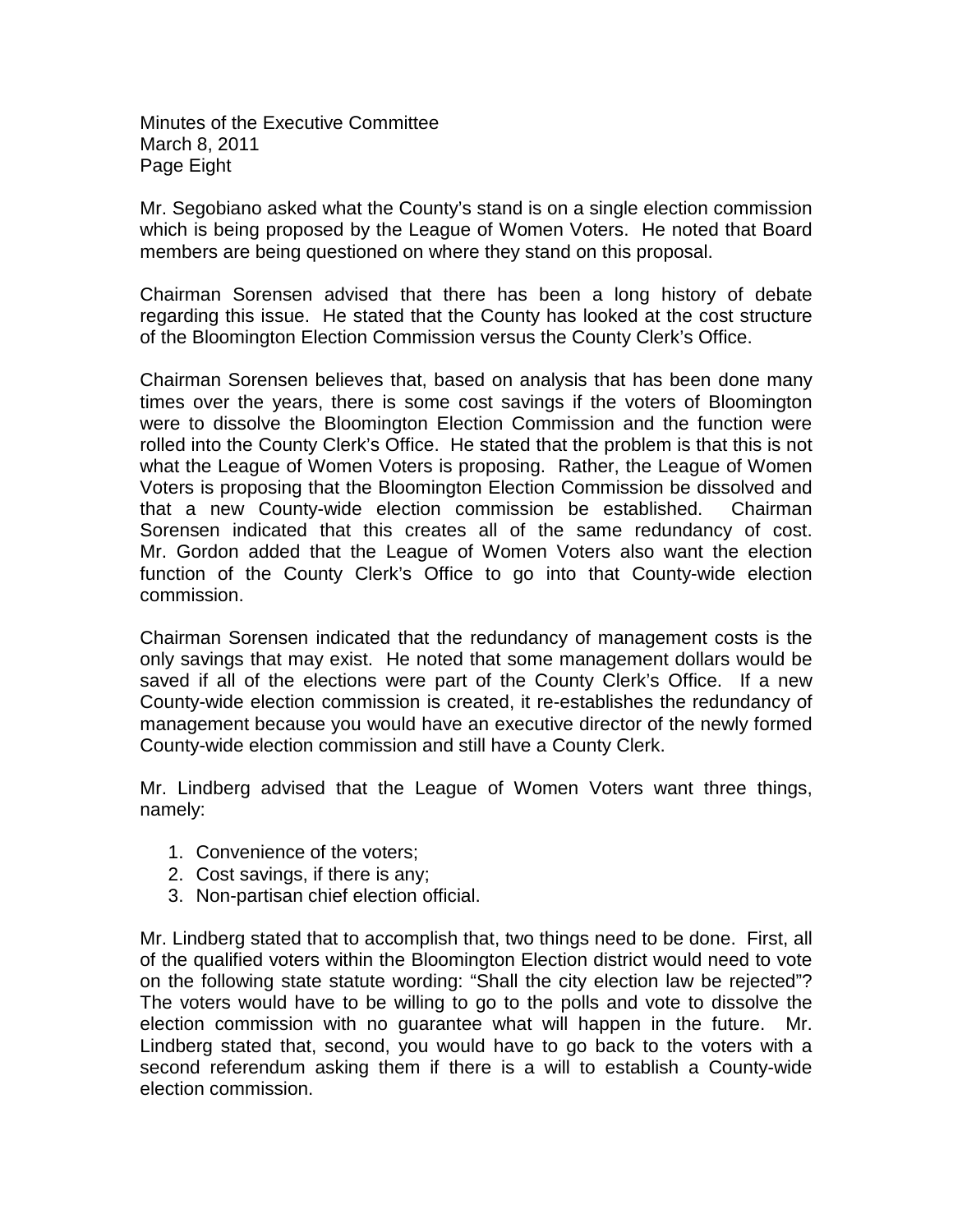Mr. Segobiano asked what the County's stand is on a single election commission which is being proposed by the League of Women Voters. He noted that Board members are being questioned on where they stand on this proposal.

Chairman Sorensen advised that there has been a long history of debate regarding this issue. He stated that the County has looked at the cost structure of the Bloomington Election Commission versus the County Clerk's Office.

Chairman Sorensen believes that, based on analysis that has been done many times over the years, there is some cost savings if the voters of Bloomington were to dissolve the Bloomington Election Commission and the function were rolled into the County Clerk's Office. He stated that the problem is that this is not what the League of Women Voters is proposing. Rather, the League of Women Voters is proposing that the Bloomington Election Commission be dissolved and that a new County-wide election commission be established. Chairman Sorensen indicated that this creates all of the same redundancy of cost. Mr. Gordon added that the League of Women Voters also want the election function of the County Clerk's Office to go into that County-wide election commission.

Chairman Sorensen indicated that the redundancy of management costs is the only savings that may exist. He noted that some management dollars would be saved if all of the elections were part of the County Clerk's Office. If a new County-wide election commission is created, it re-establishes the redundancy of management because you would have an executive director of the newly formed County-wide election commission and still have a County Clerk.

Mr. Lindberg advised that the League of Women Voters want three things, namely:

1. Convenience of the voters;
2. Cost savings, if there is any;
3. Non-partisan chief election official.

Mr. Lindberg stated that to accomplish that, two things need to be done. First, all of the qualified voters within the Bloomington Election district would need to vote on the following state statute wording: "Shall the city election law be rejected"? The voters would have to be willing to go to the polls and vote to dissolve the election commission with no guarantee what will happen in the future. Mr. Lindberg stated that, second, you would have to go back to the voters with a second referendum asking them if there is a will to establish a County-wide election commission.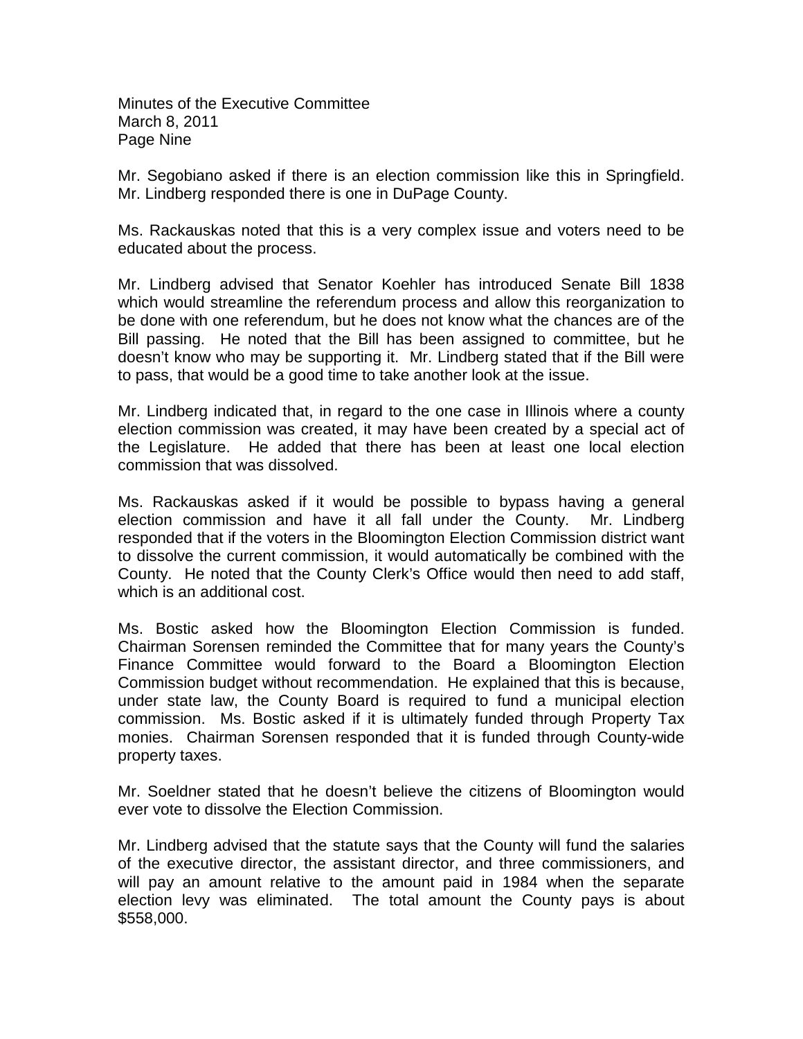Mr. Segobiano asked if there is an election commission like this in Springfield. Mr. Lindberg responded there is one in DuPage County.

Ms. Rackauskas noted that this is a very complex issue and voters need to be educated about the process.

Mr. Lindberg advised that Senator Koehler has introduced Senate Bill 1838 which would streamline the referendum process and allow this reorganization to be done with one referendum, but he does not know what the chances are of the Bill passing. He noted that the Bill has been assigned to committee, but he doesn't know who may be supporting it. Mr. Lindberg stated that if the Bill were to pass, that would be a good time to take another look at the issue.

Mr. Lindberg indicated that, in regard to the one case in Illinois where a county election commission was created, it may have been created by a special act of the Legislature. He added that there has been at least one local election commission that was dissolved.

Ms. Rackauskas asked if it would be possible to bypass having a general election commission and have it all fall under the County. Mr. Lindberg responded that if the voters in the Bloomington Election Commission district want to dissolve the current commission, it would automatically be combined with the County. He noted that the County Clerk's Office would then need to add staff, which is an additional cost.

Ms. Bostic asked how the Bloomington Election Commission is funded. Chairman Sorensen reminded the Committee that for many years the County's Finance Committee would forward to the Board a Bloomington Election Commission budget without recommendation. He explained that this is because, under state law, the County Board is required to fund a municipal election commission. Ms. Bostic asked if it is ultimately funded through Property Tax monies. Chairman Sorensen responded that it is funded through County-wide property taxes.

Mr. Soeldner stated that he doesn't believe the citizens of Bloomington would ever vote to dissolve the Election Commission.

Mr. Lindberg advised that the statute says that the County will fund the salaries of the executive director, the assistant director, and three commissioners, and will pay an amount relative to the amount paid in 1984 when the separate election levy was eliminated. The total amount the County pays is about $558,000.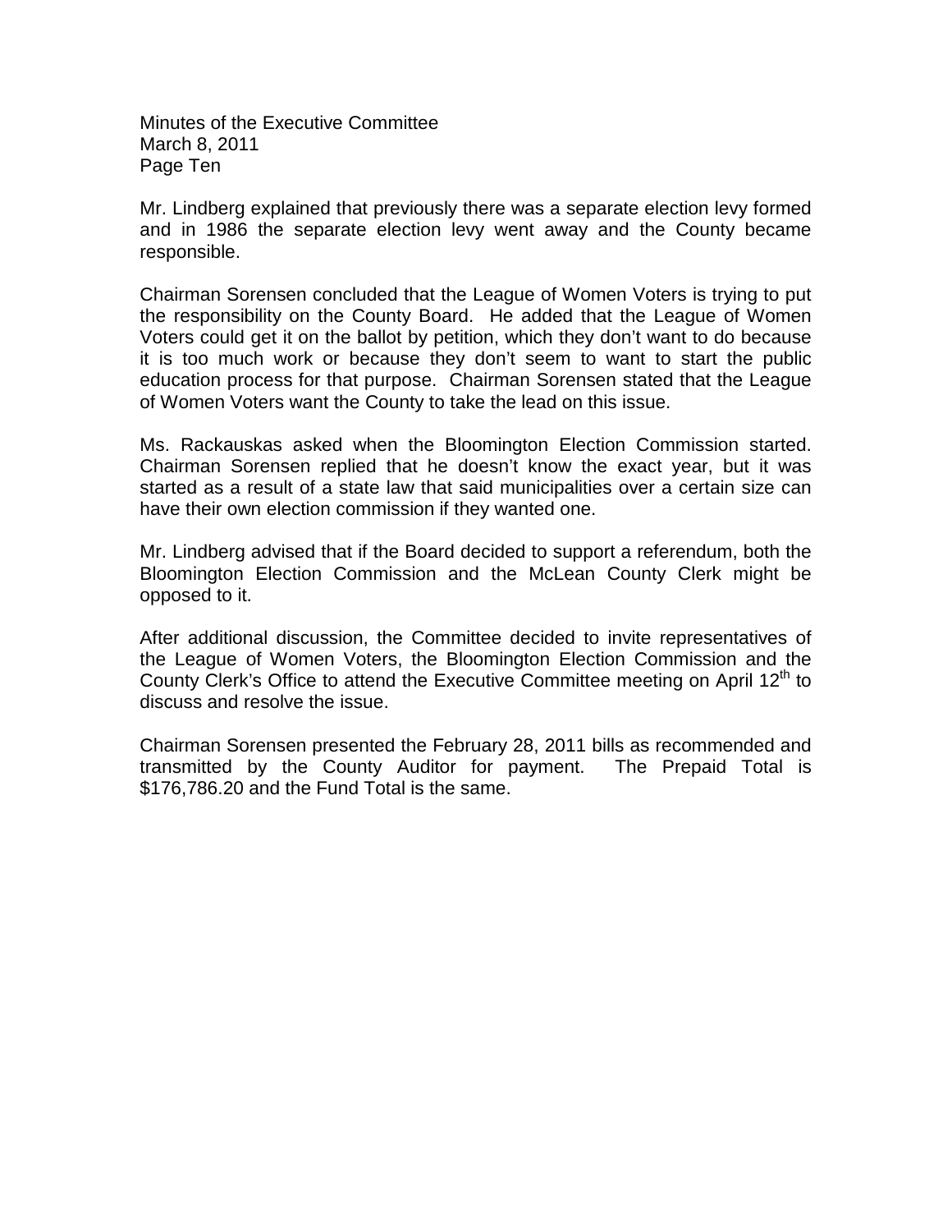Mr. Lindberg explained that previously there was a separate election levy formed and in 1986 the separate election levy went away and the County became responsible.

Chairman Sorensen concluded that the League of Women Voters is trying to put the responsibility on the County Board. He added that the League of Women Voters could get it on the ballot by petition, which they don't want to do because it is too much work or because they don't seem to want to start the public education process for that purpose. Chairman Sorensen stated that the League of Women Voters want the County to take the lead on this issue.

Ms. Rackauskas asked when the Bloomington Election Commission started. Chairman Sorensen replied that he doesn't know the exact year, but it was started as a result of a state law that said municipalities over a certain size can have their own election commission if they wanted one.

Mr. Lindberg advised that if the Board decided to support a referendum, both the Bloomington Election Commission and the McLean County Clerk might be opposed to it.

After additional discussion, the Committee decided to invite representatives of the League of Women Voters, the Bloomington Election Commission and the County Clerk's Office to attend the Executive Committee meeting on April 12th to discuss and resolve the issue.

Chairman Sorensen presented the February 28, 2011 bills as recommended and transmitted by the County Auditor for payment. The Prepaid Total is $176,786.20 and the Fund Total is the same.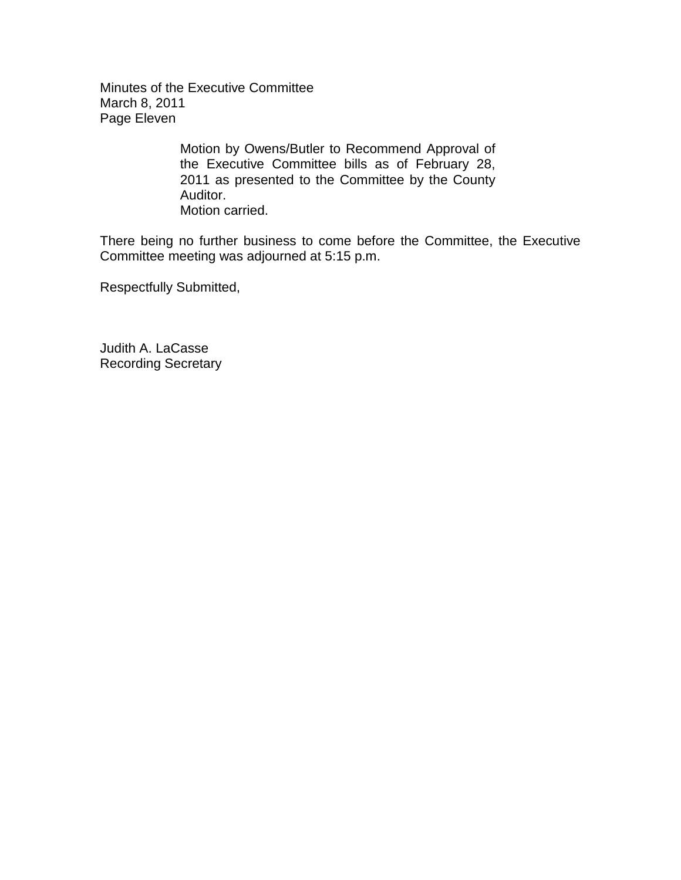Motion by Owens/Butler to Recommend Approval of the Executive Committee bills as of February 28, 2011 as presented to the Committee by the County Auditor.
Motion carried.

There being no further business to come before the Committee, the Executive Committee meeting was adjourned at 5:15 p.m.

Respectfully Submitted,

Judith A. LaCasse
Recording Secretary